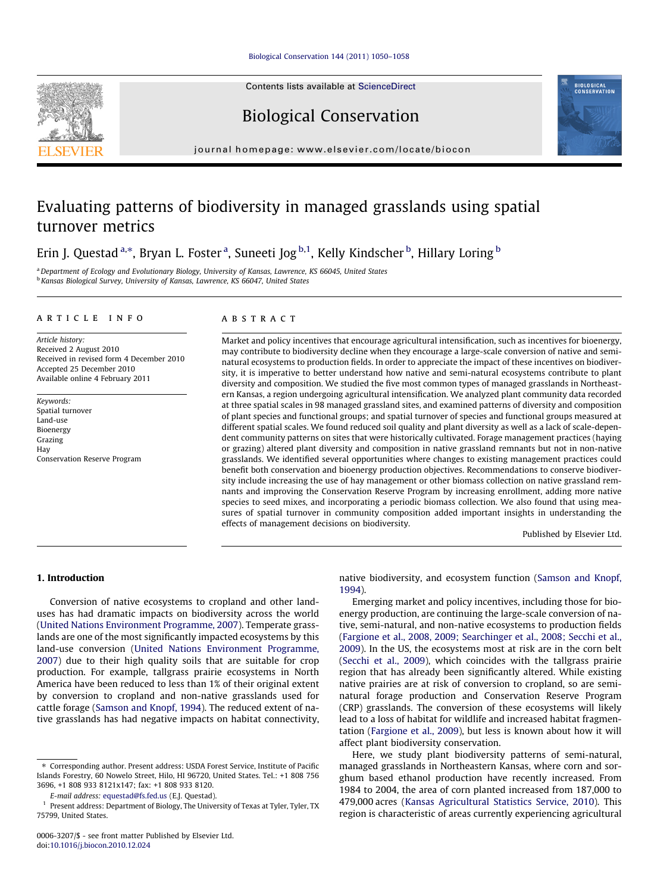# Evaluating patterns of biodiversity in managed grasslands using spatial turnover metrics

Erin J. Questad [a,*], Bryan L. Foster [a], Suneeti Jog [b,1], Kelly Kindscher [b], Hillary Loring [b]

[a] Department of Ecology and Evolutionary Biology, University of Kansas, Lawrence, KS 66045, United States
[b] Kansas Biological Survey, University of Kansas, Lawrence, KS 66047, United States

## ARTICLE INFO

*Article history:*
Received 2 August 2010
Received in revised form 4 December 2010
Accepted 25 December 2010
Available online 4 February 2011

*Keywords:*
Spatial turnover
Land-use
Bioenergy
Grazing
Hay
Conservation Reserve Program

## ABSTRACT

Market and policy incentives that encourage agricultural intensification, such as incentives for bioenergy, may contribute to biodiversity decline when they encourage a large-scale conversion of native and semi-natural ecosystems to production fields. In order to appreciate the impact of these incentives on biodiversity, it is imperative to better understand how native and semi-natural ecosystems contribute to plant diversity and composition. We studied the five most common types of managed grasslands in Northeastern Kansas, a region undergoing agricultural intensification. We analyzed plant community data recorded at three spatial scales in 98 managed grassland sites, and examined patterns of diversity and composition of plant species and functional groups; and spatial turnover of species and functional groups measured at different spatial scales. We found reduced soil quality and plant diversity as well as a lack of scale-dependent community patterns on sites that were historically cultivated. Forage management practices (haying or grazing) altered plant diversity and composition in native grassland remnants but not in non-native grasslands. We identified several opportunities where changes to existing management practices could benefit both conservation and bioenergy production objectives. Recommendations to conserve biodiversity include increasing the use of hay management or other biomass collection on native grassland remnants and improving the Conservation Reserve Program by increasing enrollment, adding more native species to seed mixes, and incorporating a periodic biomass collection. We also found that using measures of spatial turnover in community composition added important insights in understanding the effects of management decisions on biodiversity.

Published by Elsevier Ltd.

## 1. Introduction

Conversion of native ecosystems to cropland and other land-uses has had dramatic impacts on biodiversity across the world (United Nations Environment Programme, 2007). Temperate grasslands are one of the most significantly impacted ecosystems by this land-use conversion (United Nations Environment Programme, 2007) due to their high quality soils that are suitable for crop production. For example, tallgrass prairie ecosystems in North America have been reduced to less than 1% of their original extent by conversion to cropland and non-native grasslands used for cattle forage (Samson and Knopf, 1994). The reduced extent of native grasslands has had negative impacts on habitat connectivity, native biodiversity, and ecosystem function (Samson and Knopf, 1994).

Emerging market and policy incentives, including those for bioenergy production, are continuing the large-scale conversion of native, semi-natural, and non-native ecosystems to production fields (Fargione et al., 2008, 2009; Searchinger et al., 2008; Secchi et al., 2009). In the US, the ecosystems most at risk are in the corn belt (Secchi et al., 2009), which coincides with the tallgrass prairie region that has already been significantly altered. While existing native prairies are at risk of conversion to cropland, so are semi-natural forage production and Conservation Reserve Program (CRP) grasslands. The conversion of these ecosystems will likely lead to a loss of habitat for wildlife and increased habitat fragmentation (Fargione et al., 2009), but less is known about how it will affect plant biodiversity conservation.

Here, we study plant biodiversity patterns of semi-natural, managed grasslands in Northeastern Kansas, where corn and sorghum based ethanol production have recently increased. From 1984 to 2004, the area of corn planted increased from 187,000 to 479,000 acres (Kansas Agricultural Statistics Service, 2010). This region is characteristic of areas currently experiencing agricultural

---

* Corresponding author. Present address: USDA Forest Service, Institute of Pacific Islands Forestry, 60 Nowelo Street, Hilo, HI 96720, United States. Tel.: +1 808 756 3696, +1 808 933 8121x147; fax: +1 808 933 8120.

*E-mail address:* equestad@fs.fed.us (E.J. Questad).

[1] Present address: Department of Biology, The University of Texas at Tyler, Tyler, TX 75799, United States.

0006-3207/$ - see front matter Published by Elsevier Ltd.
doi:10.1016/j.biocon.2010.12.024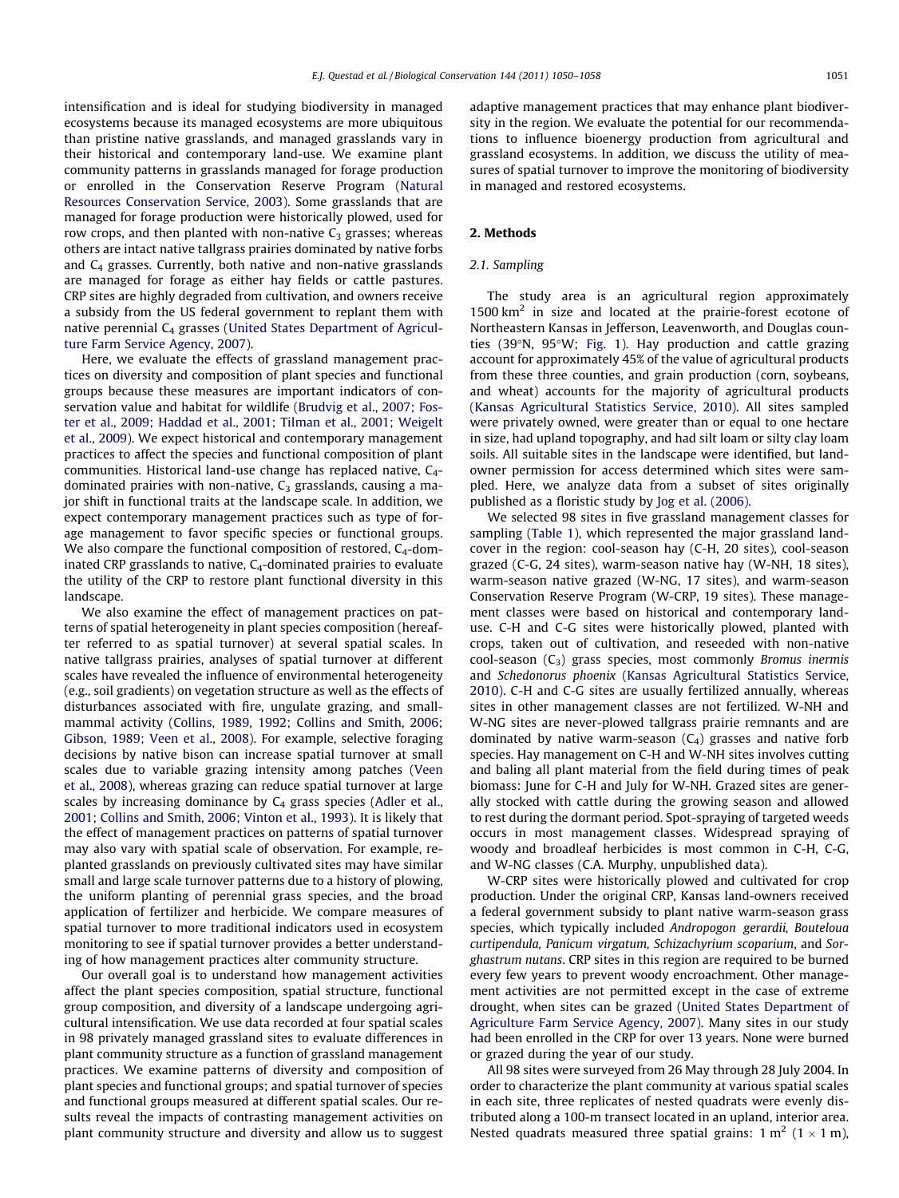intensification and is ideal for studying biodiversity in managed ecosystems because its managed ecosystems are more ubiquitous than pristine native grasslands, and managed grasslands vary in their historical and contemporary land-use. We examine plant community patterns in grasslands managed for forage production or enrolled in the Conservation Reserve Program (Natural Resources Conservation Service, 2003). Some grasslands that are managed for forage production were historically plowed, used for row crops, and then planted with non-native $C_3$ grasses; whereas others are intact native tallgrass prairies dominated by native forbs and $C_4$ grasses. Currently, both native and non-native grasslands are managed for forage as either hay fields or cattle pastures. CRP sites are highly degraded from cultivation, and owners receive a subsidy from the US federal government to replant them with native perennial $C_4$ grasses (United States Department of Agriculture Farm Service Agency, 2007).

Here, we evaluate the effects of grassland management practices on diversity and composition of plant species and functional groups because these measures are important indicators of conservation value and habitat for wildlife (Brudvig et al., 2007; Foster et al., 2009; Haddad et al., 2001; Tilman et al., 2001; Weigelt et al., 2009). We expect historical and contemporary management practices to affect the species and functional composition of plant communities. Historical land-use change has replaced native, $C_4$-dominated prairies with non-native, $C_3$ grasslands, causing a major shift in functional traits at the landscape scale. In addition, we expect contemporary management practices such as type of forage management to favor specific species or functional groups. We also compare the functional composition of restored, $C_4$-dominated CRP grasslands to native, $C_4$-dominated prairies to evaluate the utility of the CRP to restore plant functional diversity in this landscape.

We also examine the effect of management practices on patterns of spatial heterogeneity in plant species composition (hereafter referred to as spatial turnover) at several spatial scales. In native tallgrass prairies, analyses of spatial turnover at different scales have revealed the influence of environmental heterogeneity (e.g., soil gradients) on vegetation structure as well as the effects of disturbances associated with fire, ungulate grazing, and small-mammal activity (Collins, 1989, 1992; Collins and Smith, 2006; Gibson, 1989; Veen et al., 2008). For example, selective foraging decisions by native bison can increase spatial turnover at small scales due to variable grazing intensity among patches (Veen et al., 2008), whereas grazing can reduce spatial turnover at large scales by increasing dominance by $C_4$ grass species (Adler et al., 2001; Collins and Smith, 2006; Vinton et al., 1993). It is likely that the effect of management practices on patterns of spatial turnover may also vary with spatial scale of observation. For example, replanted grasslands on previously cultivated sites may have similar small and large scale turnover patterns due to a history of plowing, the uniform planting of perennial grass species, and the broad application of fertilizer and herbicide. We compare measures of spatial turnover to more traditional indicators used in ecosystem monitoring to see if spatial turnover provides a better understanding of how management practices alter community structure.

Our overall goal is to understand how management activities affect the plant species composition, spatial structure, functional group composition, and diversity of a landscape undergoing agricultural intensification. We use data recorded at four spatial scales in 98 privately managed grassland sites to evaluate differences in plant community structure as a function of grassland management practices. We examine patterns of diversity and composition of plant species and functional groups; and spatial turnover of species and functional groups measured at different spatial scales. Our results reveal the impacts of contrasting management activities on plant community structure and diversity and allow us to suggest adaptive management practices that may enhance plant biodiversity in the region. We evaluate the potential for our recommendations to influence bioenergy production from agricultural and grassland ecosystems. In addition, we discuss the utility of measures of spatial turnover to improve the monitoring of biodiversity in managed and restored ecosystems.

## 2. Methods

### 2.1. Sampling

The study area is an agricultural region approximately 1500 km$^2$ in size and located at the prairie-forest ecotone of Northeastern Kansas in Jefferson, Leavenworth, and Douglas counties (39°N, 95°W; Fig. 1). Hay production and cattle grazing account for approximately 45% of the value of agricultural products from these three counties, and grain production (corn, soybeans, and wheat) accounts for the majority of agricultural products (Kansas Agricultural Statistics Service, 2010). All sites sampled were privately owned, were greater than or equal to one hectare in size, had upland topography, and had silt loam or silty clay loam soils. All suitable sites in the landscape were identified, but landowner permission for access determined which sites were sampled. Here, we analyze data from a subset of sites originally published as a floristic study by Jog et al. (2006).

We selected 98 sites in five grassland management classes for sampling (Table 1), which represented the major grassland landcover in the region: cool-season hay (C-H, 20 sites), cool-season grazed (C-G, 24 sites), warm-season native hay (W-NH, 18 sites), warm-season native grazed (W-NG, 17 sites), and warm-season Conservation Reserve Program (W-CRP, 19 sites). These management classes were based on historical and contemporary land-use. C-H and C-G sites were historically plowed, planted with crops, taken out of cultivation, and reseeded with non-native cool-season ($C_3$) grass species, most commonly *Bromus inermis* and *Schedonorus phoenix* (Kansas Agricultural Statistics Service, 2010). C-H and C-G sites are usually fertilized annually, whereas sites in other management classes are not fertilized. W-NH and W-NG sites are never-plowed tallgrass prairie remnants and are dominated by native warm-season ($C_4$) grasses and native forb species. Hay management on C-H and W-NH sites involves cutting and baling all plant material from the field during times of peak biomass: June for C-H and July for W-NH. Grazed sites are generally stocked with cattle during the growing season and allowed to rest during the dormant period. Spot-spraying of targeted weeds occurs in most management classes. Widespread spraying of woody and broadleaf herbicides is most common in C-H, C-G, and W-NG classes (C.A. Murphy, unpublished data).

W-CRP sites were historically plowed and cultivated for crop production. Under the original CRP, Kansas land-owners received a federal government subsidy to plant native warm-season grass species, which typically included *Andropogon gerardii, Bouteloua curtipendula, Panicum virgatum, Schizachyrium scoparium*, and *Sorghastrum nutans*. CRP sites in this region are required to be burned every few years to prevent woody encroachment. Other management activities are not permitted except in the case of extreme drought, when sites can be grazed (United States Department of Agriculture Farm Service Agency, 2007). Many sites in our study had been enrolled in the CRP for over 13 years. None were burned or grazed during the year of our study.

All 98 sites were surveyed from 26 May through 28 July 2004. In order to characterize the plant community at various spatial scales in each site, three replicates of nested quadrats were evenly distributed along a 100-m transect located in an upland, interior area. Nested quadrats measured three spatial grains: 1 m$^2$ (1 × 1 m),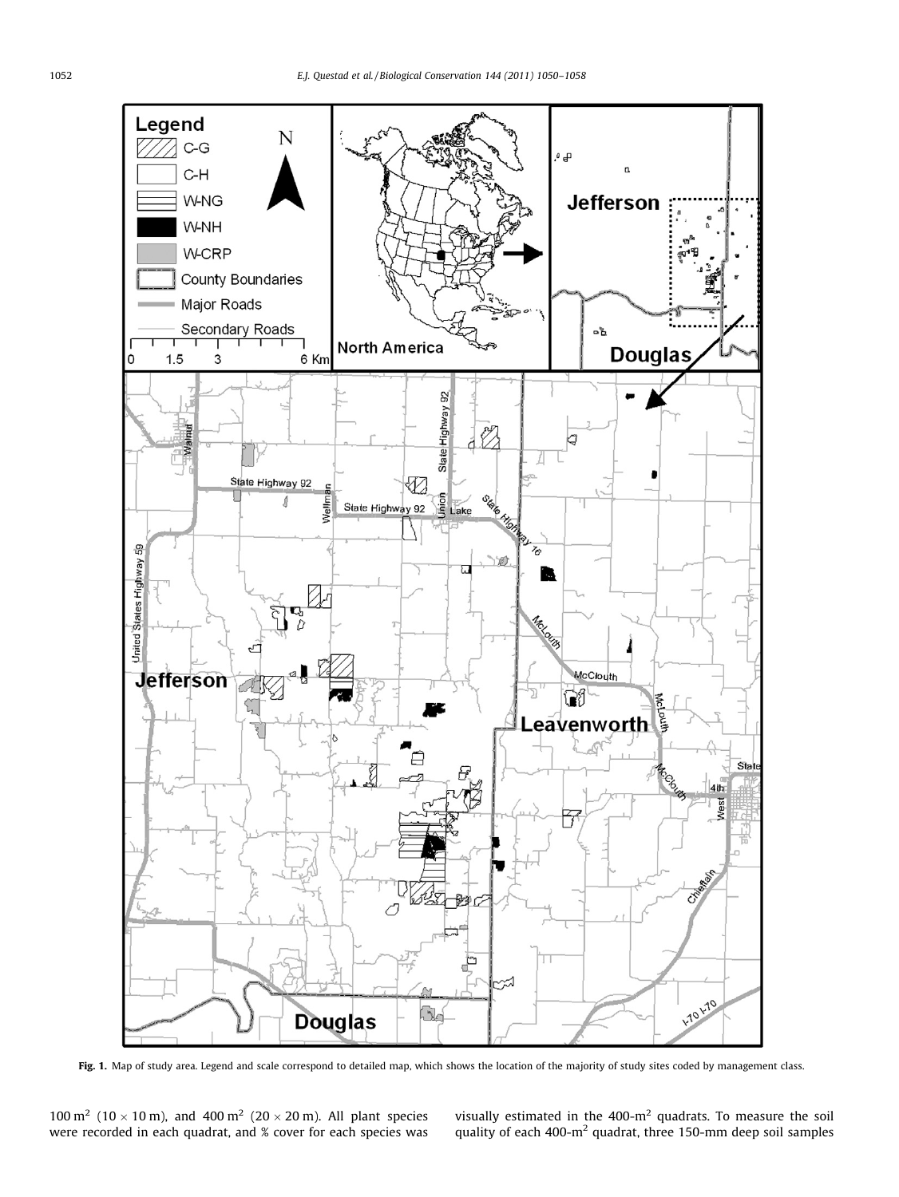**Fig. 1.** Map of study area. Legend and scale correspond to detailed map, which shows the location of the majority of study sites coded by management class.

100 m$^2$ (10 × 10 m), and 400 m$^2$ (20 × 20 m). All plant species were recorded in each quadrat, and % cover for each species was visually estimated in the 400-m$^2$ quadrats. To measure the soil quality of each 400-m$^2$ quadrat, three 150-mm deep soil samples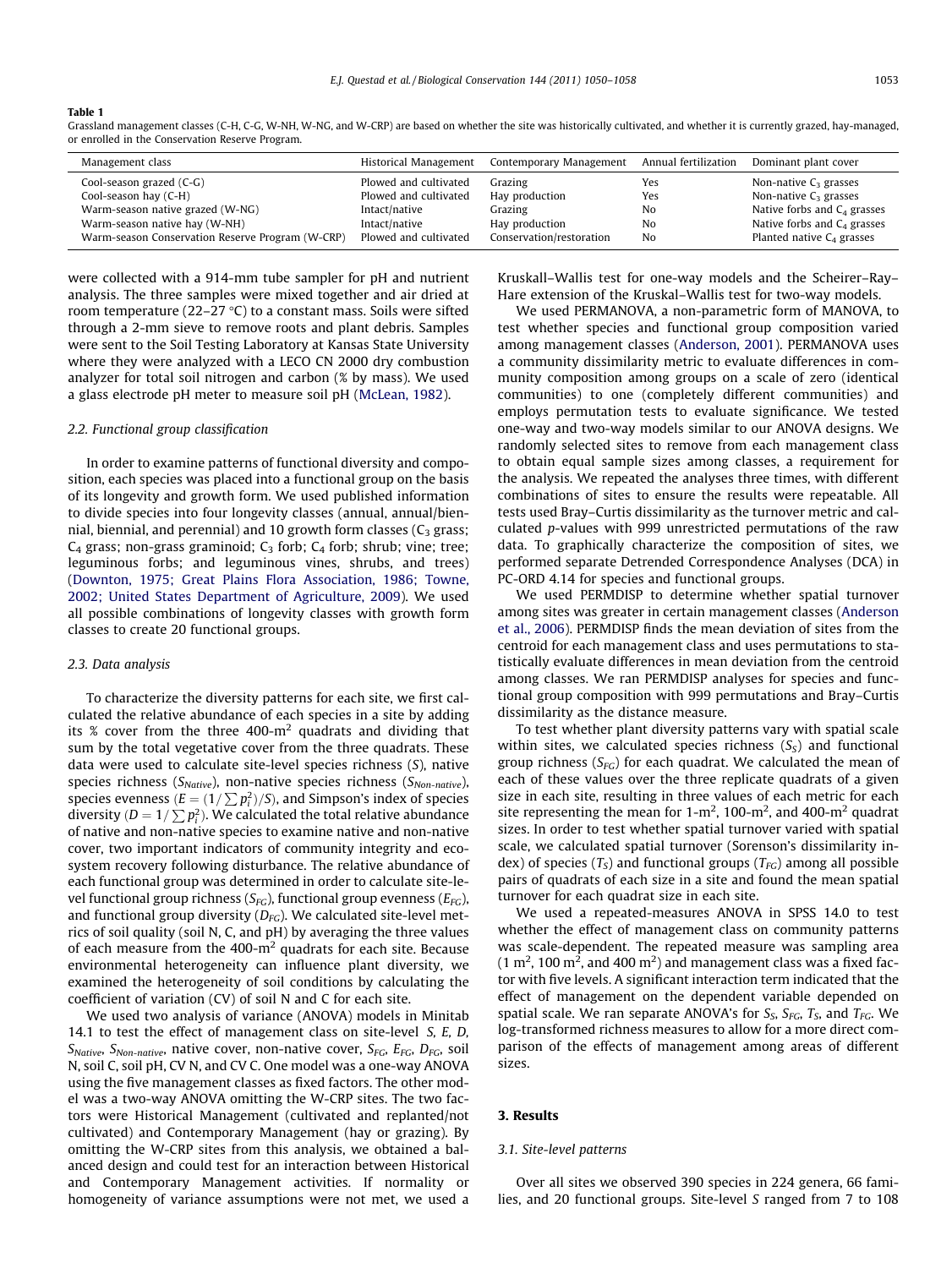**Table 1**
Grassland management classes (C-H, C-G, W-NH, W-NG, and W-CRP) are based on whether the site was historically cultivated, and whether it is currently grazed, hay-managed, or enrolled in the Conservation Reserve Program.

| Management class | Historical Management | Contemporary Management | Annual fertilization | Dominant plant cover |
|---|---|---|---|---|
| Cool-season grazed (C-G) | Plowed and cultivated | Grazing | Yes | Non-native $C_3$ grasses |
| Cool-season hay (C-H) | Plowed and cultivated | Hay production | Yes | Non-native $C_3$ grasses |
| Warm-season native grazed (W-NG) | Intact/native | Grazing | No | Native forbs and $C_4$ grasses |
| Warm-season native hay (W-NH) | Intact/native | Hay production | No | Native forbs and $C_4$ grasses |
| Warm-season Conservation Reserve Program (W-CRP) | Plowed and cultivated | Conservation/restoration | No | Planted native $C_4$ grasses |

were collected with a 914-mm tube sampler for pH and nutrient analysis. The three samples were mixed together and air dried at room temperature (22–27 °C) to a constant mass. Soils were sifted through a 2-mm sieve to remove roots and plant debris. Samples were sent to the Soil Testing Laboratory at Kansas State University where they were analyzed with a LECO CN 2000 dry combustion analyzer for total soil nitrogen and carbon (% by mass). We used a glass electrode pH meter to measure soil pH (McLean, 1982).

### 2.2. Functional group classification

In order to examine patterns of functional diversity and composition, each species was placed into a functional group on the basis of its longevity and growth form. We used published information to divide species into four longevity classes (annual, annual/biennial, biennial, and perennial) and 10 growth form classes ($C_3$ grass; $C_4$ grass; non-grass graminoid; $C_3$ forb; $C_4$ forb; shrub; vine; tree; leguminous forbs; and leguminous vines, shrubs, and trees) (Downton, 1975; Great Plains Flora Association, 1986; Towne, 2002; United States Department of Agriculture, 2009). We used all possible combinations of longevity classes with growth form classes to create 20 functional groups.

### 2.3. Data analysis

To characterize the diversity patterns for each site, we first calculated the relative abundance of each species in a site by adding its % cover from the three 400-$m^2$ quadrats and dividing that sum by the total vegetative cover from the three quadrats. These data were used to calculate site-level species richness ($S$), native species richness ($S_{Native}$), non-native species richness ($S_{Non\text{-}native}$), species evenness ($E = (1/\sum p_i^2)/S$), and Simpson's index of species diversity ($D = 1/\sum p_i^2$). We calculated the total relative abundance of native and non-native species to examine native and non-native cover, two important indicators of community integrity and ecosystem recovery following disturbance. The relative abundance of each functional group was determined in order to calculate site-level functional group richness ($S_{FG}$), functional group evenness ($E_{FG}$), and functional group diversity ($D_{FG}$). We calculated site-level metrics of soil quality (soil N, C, and pH) by averaging the three values of each measure from the 400-$m^2$ quadrats for each site. Because environmental heterogeneity can influence plant diversity, we examined the heterogeneity of soil conditions by calculating the coefficient of variation (CV) of soil N and C for each site.

We used two analysis of variance (ANOVA) models in Minitab 14.1 to test the effect of management class on site-level $S$, $E$, $D$, $S_{Native}$, $S_{Non\text{-}native}$, native cover, non-native cover, $S_{FG}$, $E_{FG}$, $D_{FG}$, soil N, soil C, soil pH, CV N, and CV C. One model was a one-way ANOVA using the five management classes as fixed factors. The other model was a two-way ANOVA omitting the W-CRP sites. The two factors were Historical Management (cultivated and replanted/not cultivated) and Contemporary Management (hay or grazing). By omitting the W-CRP sites from this analysis, we obtained a balanced design and could test for an interaction between Historical and Contemporary Management activities. If normality or homogeneity of variance assumptions were not met, we used a Kruskall–Wallis test for one-way models and the Scheirer–Ray–Hare extension of the Kruskal–Wallis test for two-way models.

We used PERMANOVA, a non-parametric form of MANOVA, to test whether species and functional group composition varied among management classes (Anderson, 2001). PERMANOVA uses a community dissimilarity metric to evaluate differences in community composition among groups on a scale of zero (identical communities) to one (completely different communities) and employs permutation tests to evaluate significance. We tested one-way and two-way models similar to our ANOVA designs. We randomly selected sites to remove from each management class to obtain equal sample sizes among classes, a requirement for the analysis. We repeated the analyses three times, with different combinations of sites to ensure the results were repeatable. All tests used Bray–Curtis dissimilarity as the turnover metric and calculated $p$-values with 999 unrestricted permutations of the raw data. To graphically characterize the composition of sites, we performed separate Detrended Correspondence Analyses (DCA) in PC-ORD 4.14 for species and functional groups.

We used PERMDISP to determine whether spatial turnover among sites was greater in certain management classes (Anderson et al., 2006). PERMDISP finds the mean deviation of sites from the centroid for each management class and uses permutations to statistically evaluate differences in mean deviation from the centroid among classes. We ran PERMDISP analyses for species and functional group composition with 999 permutations and Bray–Curtis dissimilarity as the distance measure.

To test whether plant diversity patterns vary with spatial scale within sites, we calculated species richness ($S_S$) and functional group richness ($S_{FG}$) for each quadrat. We calculated the mean of each of these values over the three replicate quadrats of a given size in each site, resulting in three values of each metric for each site representing the mean for 1-$m^2$, 100-$m^2$, and 400-$m^2$ quadrat sizes. In order to test whether spatial turnover varied with spatial scale, we calculated spatial turnover (Sorenson's dissimilarity index) of species ($T_S$) and functional groups ($T_{FG}$) among all possible pairs of quadrats of each size in a site and found the mean spatial turnover for each quadrat size in each site.

We used a repeated-measures ANOVA in SPSS 14.0 to test whether the effect of management class on community patterns was scale-dependent. The repeated measure was sampling area (1 $m^2$, 100 $m^2$, and 400 $m^2$) and management class was a fixed factor with five levels. A significant interaction term indicated that the effect of management on the dependent variable depended on spatial scale. We ran separate ANOVA's for $S_S$, $S_{FG}$, $T_S$, and $T_{FG}$. We log-transformed richness measures to allow for a more direct comparison of the effects of management among areas of different sizes.

## 3. Results

### 3.1. Site-level patterns

Over all sites we observed 390 species in 224 genera, 66 families, and 20 functional groups. Site-level $S$ ranged from 7 to 108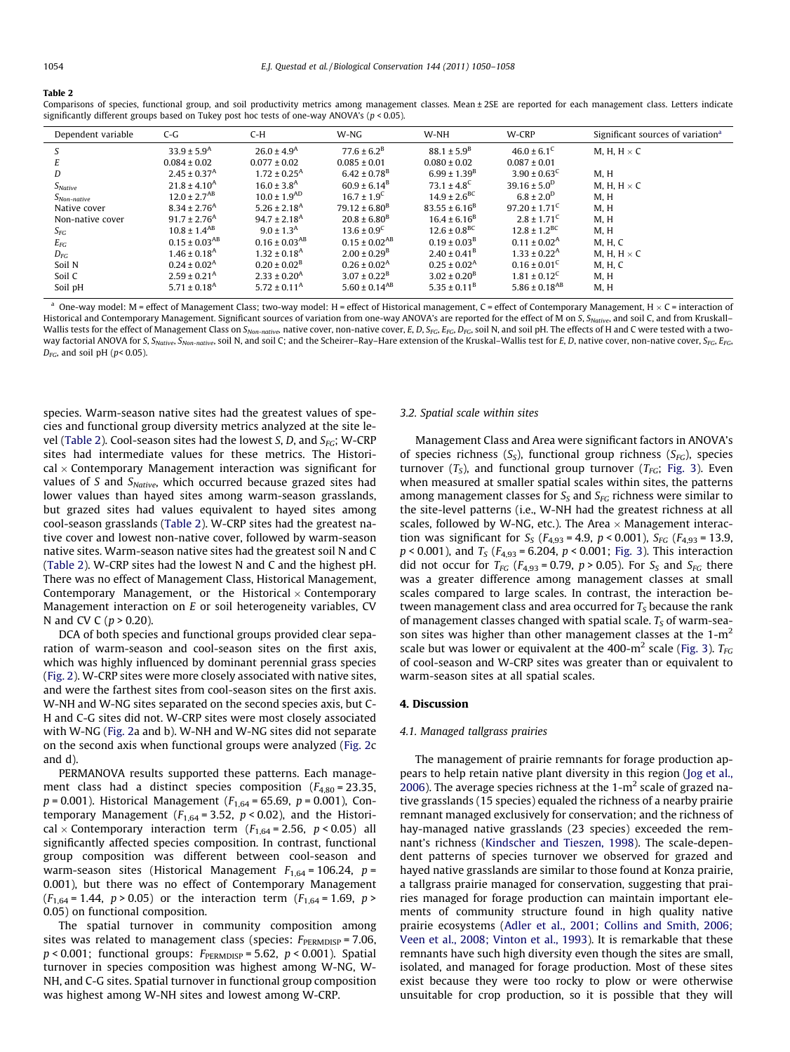**Table 2**

Comparisons of species, functional group, and soil productivity metrics among management classes. Mean ± 2SE are reported for each management class. Letters indicate significantly different groups based on Tukey post hoc tests of one-way ANOVA's ($p < 0.05$).

| Dependent variable | C-G | C-H | W-NG | W-NH | W-CRP | Significant sources of variation[a] |
|---|---|---|---|---|---|---|
| $S$ | $33.9 \pm 5.9^{A}$ | $26.0 \pm 4.9^{A}$ | $77.6 \pm 6.2^{B}$ | $88.1 \pm 5.9^{B}$ | $46.0 \pm 6.1^{C}$ | M, H, H × C |
| $E$ | $0.084 \pm 0.02$ | $0.077 \pm 0.02$ | $0.085 \pm 0.01$ | $0.080 \pm 0.02$ | $0.087 \pm 0.01$ | |
| $D$ | $2.45 \pm 0.37^{A}$ | $1.72 \pm 0.25^{A}$ | $6.42 \pm 0.78^{B}$ | $6.99 \pm 1.39^{B}$ | $3.90 \pm 0.63^{C}$ | M, H |
| $S_{Native}$ | $21.8 \pm 4.10^{A}$ | $16.0 \pm 3.8^{A}$ | $60.9 \pm 6.14^{B}$ | $73.1 \pm 4.8^{C}$ | $39.16 \pm 5.0^{D}$ | M, H, H × C |
| $S_{Non\text{-}native}$ | $12.0 \pm 2.7^{AB}$ | $10.0 \pm 1.9^{AD}$ | $16.7 \pm 1.9^{C}$ | $14.9 \pm 2.6^{BC}$ | $6.8 \pm 2.0^{D}$ | M, H |
| Native cover | $8.34 \pm 2.76^{A}$ | $5.26 \pm 2.18^{A}$ | $79.12 \pm 6.80^{B}$ | $83.55 \pm 6.16^{B}$ | $97.20 \pm 1.71^{C}$ | M, H |
| Non-native cover | $91.7 \pm 2.76^{A}$ | $94.7 \pm 2.18^{A}$ | $20.8 \pm 6.80^{B}$ | $16.4 \pm 6.16^{B}$ | $2.8 \pm 1.71^{C}$ | M, H |
| $S_{FG}$ | $10.8 \pm 1.4^{AB}$ | $9.0 \pm 1.3^{A}$ | $13.6 \pm 0.9^{C}$ | $12.6 \pm 0.8^{BC}$ | $12.8 \pm 1.2^{BC}$ | M, H |
| $E_{FG}$ | $0.15 \pm 0.03^{AB}$ | $0.16 \pm 0.03^{AB}$ | $0.15 \pm 0.02^{AB}$ | $0.19 \pm 0.03^{B}$ | $0.11 \pm 0.02^{A}$ | M, H, C |
| $D_{FG}$ | $1.46 \pm 0.18^{A}$ | $1.32 \pm 0.18^{A}$ | $2.00 \pm 0.29^{B}$ | $2.40 \pm 0.41^{B}$ | $1.33 \pm 0.22^{A}$ | M, H, H × C |
| Soil N | $0.24 \pm 0.02^{A}$ | $0.20 \pm 0.02^{B}$ | $0.26 \pm 0.02^{A}$ | $0.25 \pm 0.02^{A}$ | $0.16 \pm 0.01^{C}$ | M, H, C |
| Soil C | $2.59 \pm 0.21^{A}$ | $2.33 \pm 0.20^{A}$ | $3.07 \pm 0.22^{B}$ | $3.02 \pm 0.20^{B}$ | $1.81 \pm 0.12^{C}$ | M, H |
| Soil pH | $5.71 \pm 0.18^{A}$ | $5.72 \pm 0.11^{A}$ | $5.60 \pm 0.14^{AB}$ | $5.35 \pm 0.11^{B}$ | $5.86 \pm 0.18^{AB}$ | M, H |

[a] One-way model: M = effect of Management Class; two-way model: H = effect of Historical management, C = effect of Contemporary Management, H × C = interaction of Historical and Contemporary Management. Significant sources of variation from one-way ANOVA's are reported for the effect of M on $S$, $S_{Native}$, and soil C, and from Kruskall–Wallis tests for the effect of Management Class on $S_{Non\text{-}native}$, native cover, non-native cover, $E$, $D$, $S_{FG}$, $E_{FG}$, $D_{FG}$, soil N, and soil pH. The effects of H and C were tested with a two-way factorial ANOVA for $S$, $S_{Native}$, $S_{Non\text{-}native}$, soil N, and soil C; and the Scheirer–Ray–Hare extension of the Kruskal–Wallis test for $E$, $D$, native cover, non-native cover, $S_{FG}$, $E_{FG}$, $D_{FG}$, and soil pH ($p < 0.05$).

species. Warm-season native sites had the greatest values of species and functional group diversity metrics analyzed at the site level (Table 2). Cool-season sites had the lowest $S$, $D$, and $S_{FG}$; W-CRP sites had intermediate values for these metrics. The Historical × Contemporary Management interaction was significant for values of $S$ and $S_{Native}$, which occurred because grazed sites had lower values than hayed sites among warm-season grasslands, but grazed sites had values equivalent to hayed sites among cool-season grasslands (Table 2). W-CRP sites had the greatest native cover and lowest non-native cover, followed by warm-season native sites. Warm-season native sites had the greatest soil N and C (Table 2). W-CRP sites had the lowest N and C and the highest pH. There was no effect of Management Class, Historical Management, Contemporary Management, or the Historical × Contemporary Management interaction on $E$ or soil heterogeneity variables, CV N and CV C ($p > 0.20$).

DCA of both species and functional groups provided clear separation of warm-season and cool-season sites on the first axis, which was highly influenced by dominant perennial grass species (Fig. 2). W-CRP sites were more closely associated with native sites, and were the farthest sites from cool-season sites on the first axis. W-NH and W-NG sites separated on the second species axis, but C-H and C-G sites did not. W-CRP sites were most closely associated with W-NG (Fig. 2a and b). W-NH and W-NG sites did not separate on the second axis when functional groups were analyzed (Fig. 2c and d).

PERMANOVA results supported these patterns. Each management class had a distinct species composition ($F_{4,80} = 23.35$, $p = 0.001$). Historical Management ($F_{1,64} = 65.69$, $p = 0.001$), Contemporary Management ($F_{1,64} = 3.52$, $p < 0.02$), and the Historical × Contemporary interaction term ($F_{1,64} = 2.56$, $p < 0.05$) all significantly affected species composition. In contrast, functional group composition was different between cool-season and warm-season sites (Historical Management $F_{1,64} = 106.24$, $p = 0.001$), but there was no effect of Contemporary Management ($F_{1,64} = 1.44$, $p > 0.05$) or the interaction term ($F_{1,64} = 1.69$, $p > 0.05$) on functional composition.

The spatial turnover in community composition among sites was related to management class (species: $F_{PERMDISP} = 7.06$, $p < 0.001$; functional groups: $F_{PERMDISP} = 5.62$, $p < 0.001$). Spatial turnover in species composition was highest among W-NG, W-NH, and C-G sites. Spatial turnover in functional group composition was highest among W-NH sites and lowest among W-CRP.

### 3.2. Spatial scale within sites

Management Class and Area were significant factors in ANOVA's of species richness ($S_S$), functional group richness ($S_{FG}$), species turnover ($T_S$), and functional group turnover ($T_{FG}$; Fig. 3). Even when measured at smaller spatial scales within sites, the patterns among management classes for $S_S$ and $S_{FG}$ richness were similar to the site-level patterns (i.e., W-NH had the greatest richness at all scales, followed by W-NG, etc.). The Area × Management interaction was significant for $S_S$ ($F_{4,93} = 4.9$, $p < 0.001$), $S_{FG}$ ($F_{4,93} = 13.9$, $p < 0.001$), and $T_S$ ($F_{4,93} = 6.204$, $p < 0.001$; Fig. 3). This interaction did not occur for $T_{FG}$ ($F_{4,93} = 0.79$, $p > 0.05$). For $S_S$ and $S_{FG}$ there was a greater difference among management classes at small scales compared to large scales. In contrast, the interaction between management class and area occurred for $T_S$ because the rank of management classes changed with spatial scale. $T_S$ of warm-season sites was higher than other management classes at the 1-$m^2$ scale but was lower or equivalent at the 400-$m^2$ scale (Fig. 3). $T_{FG}$ of cool-season and W-CRP sites was greater than or equivalent to warm-season sites at all spatial scales.

## 4. Discussion

### 4.1. Managed tallgrass prairies

The management of prairie remnants for forage production appears to help retain native plant diversity in this region (Jog et al., 2006). The average species richness at the 1-$m^2$ scale of grazed native grasslands (15 species) equaled the richness of a nearby prairie remnant managed exclusively for conservation; and the richness of hay-managed native grasslands (23 species) exceeded the remnant's richness (Kindscher and Tieszen, 1998). The scale-dependent patterns of species turnover we observed for grazed and hayed native grasslands are similar to those found at Konza prairie, a tallgrass prairie managed for conservation, suggesting that prairies managed for forage production can maintain important elements of community structure found in high quality native prairie ecosystems (Adler et al., 2001; Collins and Smith, 2006; Veen et al., 2008; Vinton et al., 1993). It is remarkable that these remnants have such high diversity even though the sites are small, isolated, and managed for forage production. Most of these sites exist because they were too rocky to plow or were otherwise unsuitable for crop production, so it is possible that they will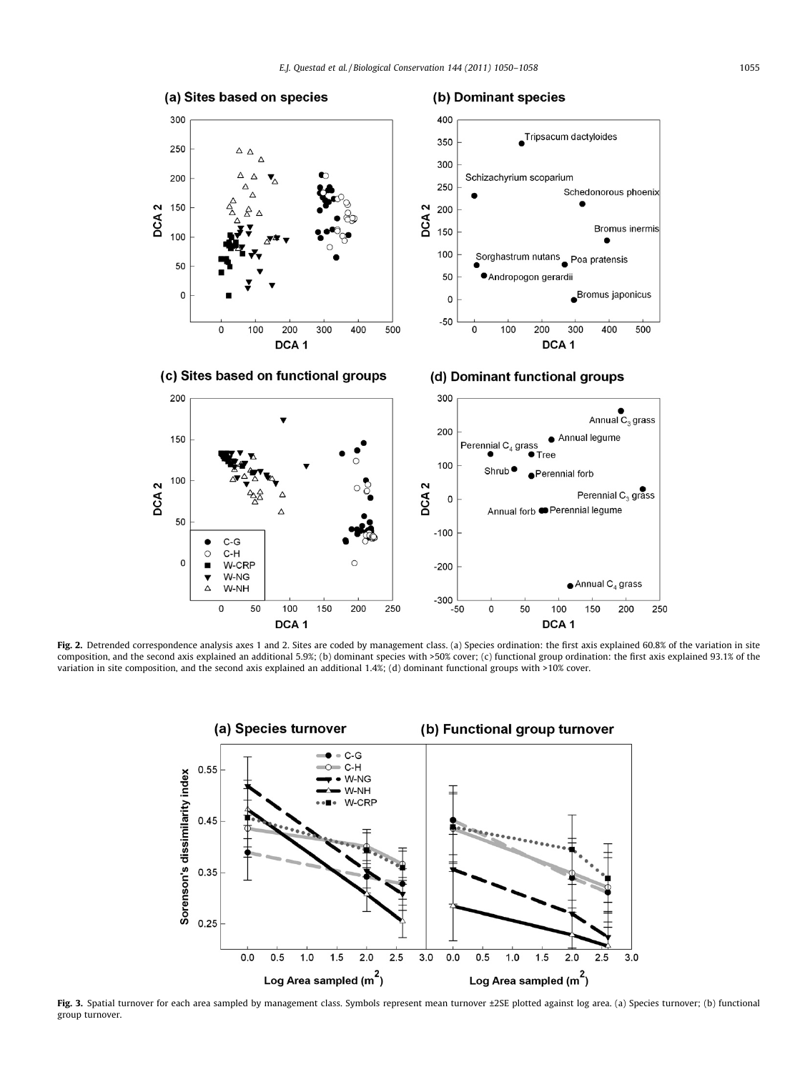**Fig. 2.** Detrended correspondence analysis axes 1 and 2. Sites are coded by management class. (a) Species ordination: the first axis explained 60.8% of the variation in site composition, and the second axis explained an additional 5.9%; (b) dominant species with >50% cover; (c) functional group ordination: the first axis explained 93.1% of the variation in site composition, and the second axis explained an additional 1.4%; (d) dominant functional groups with >10% cover.

**Fig. 3.** Spatial turnover for each area sampled by management class. Symbols represent mean turnover ±2SE plotted against log area. (a) Species turnover; (b) functional group turnover.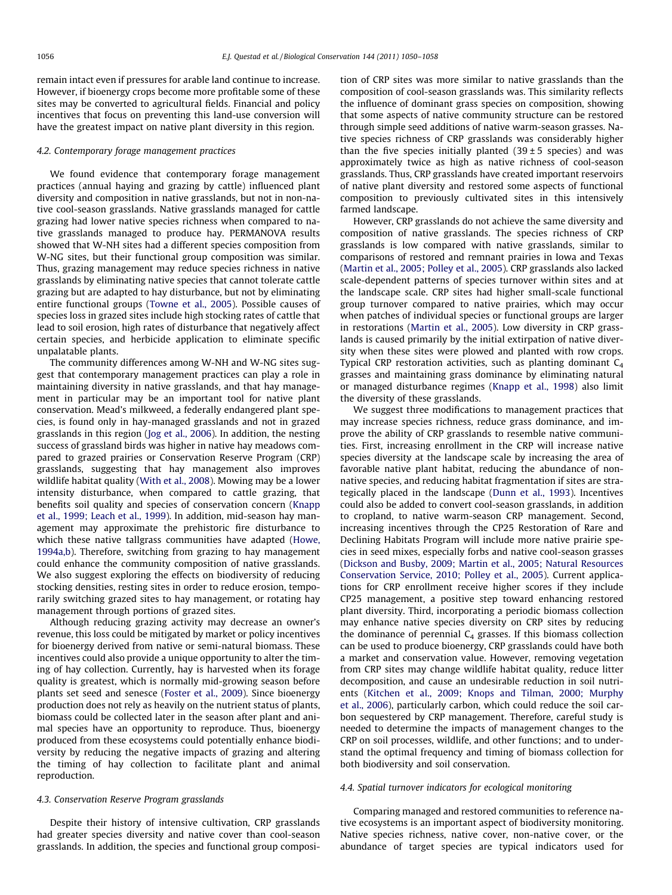remain intact even if pressures for arable land continue to increase. However, if bioenergy crops become more profitable some of these sites may be converted to agricultural fields. Financial and policy incentives that focus on preventing this land-use conversion will have the greatest impact on native plant diversity in this region.

### 4.2. Contemporary forage management practices

We found evidence that contemporary forage management practices (annual haying and grazing by cattle) influenced plant diversity and composition in native grasslands, but not in non-native cool-season grasslands. Native grasslands managed for cattle grazing had lower native species richness when compared to native grasslands managed to produce hay. PERMANOVA results showed that W-NH sites had a different species composition from W-NG sites, but their functional group composition was similar. Thus, grazing management may reduce species richness in native grasslands by eliminating native species that cannot tolerate cattle grazing but are adapted to hay disturbance, but not by eliminating entire functional groups (Towne et al., 2005). Possible causes of species loss in grazed sites include high stocking rates of cattle that lead to soil erosion, high rates of disturbance that negatively affect certain species, and herbicide application to eliminate specific unpalatable plants.

The community differences among W-NH and W-NG sites suggest that contemporary management practices can play a role in maintaining diversity in native grasslands, and that hay management in particular may be an important tool for native plant conservation. Mead's milkweed, a federally endangered plant species, is found only in hay-managed grasslands and not in grazed grasslands in this region (Jog et al., 2006). In addition, the nesting success of grassland birds was higher in native hay meadows compared to grazed prairies or Conservation Reserve Program (CRP) grasslands, suggesting that hay management also improves wildlife habitat quality (With et al., 2008). Mowing may be a lower intensity disturbance, when compared to cattle grazing, that benefits soil quality and species of conservation concern (Knapp et al., 1999; Leach et al., 1999). In addition, mid-season hay management may approximate the prehistoric fire disturbance to which these native tallgrass communities have adapted (Howe, 1994a,b). Therefore, switching from grazing to hay management could enhance the community composition of native grasslands. We also suggest exploring the effects on biodiversity of reducing stocking densities, resting sites in order to reduce erosion, temporarily switching grazed sites to hay management, or rotating hay management through portions of grazed sites.

Although reducing grazing activity may decrease an owner's revenue, this loss could be mitigated by market or policy incentives for bioenergy derived from native or semi-natural biomass. These incentives could also provide a unique opportunity to alter the timing of hay collection. Currently, hay is harvested when its forage quality is greatest, which is normally mid-growing season before plants set seed and senesce (Foster et al., 2009). Since bioenergy production does not rely as heavily on the nutrient status of plants, biomass could be collected later in the season after plant and animal species have an opportunity to reproduce. Thus, bioenergy produced from these ecosystems could potentially enhance biodiversity by reducing the negative impacts of grazing and altering the timing of hay collection to facilitate plant and animal reproduction.

### 4.3. Conservation Reserve Program grasslands

Despite their history of intensive cultivation, CRP grasslands had greater species diversity and native cover than cool-season grasslands. In addition, the species and functional group composition of CRP sites was more similar to native grasslands than the composition of cool-season grasslands was. This similarity reflects the influence of dominant grass species on composition, showing that some aspects of native community structure can be restored through simple seed additions of native warm-season grasses. Native species richness of CRP grasslands was considerably higher than the five species initially planted (39 ± 5 species) and was approximately twice as high as native richness of cool-season grasslands. Thus, CRP grasslands have created important reservoirs of native plant diversity and restored some aspects of functional composition to previously cultivated sites in this intensively farmed landscape.

However, CRP grasslands do not achieve the same diversity and composition of native grasslands. The species richness of CRP grasslands is low compared with native grasslands, similar to comparisons of restored and remnant prairies in Iowa and Texas (Martin et al., 2005; Polley et al., 2005). CRP grasslands also lacked scale-dependent patterns of species turnover within sites and at the landscape scale. CRP sites had higher small-scale functional group turnover compared to native prairies, which may occur when patches of individual species or functional groups are larger in restorations (Martin et al., 2005). Low diversity in CRP grasslands is caused primarily by the initial extirpation of native diversity when these sites were plowed and planted with row crops. Typical CRP restoration activities, such as planting dominant $C_4$ grasses and maintaining grass dominance by eliminating natural or managed disturbance regimes (Knapp et al., 1998) also limit the diversity of these grasslands.

We suggest three modifications to management practices that may increase species richness, reduce grass dominance, and improve the ability of CRP grasslands to resemble native communities. First, increasing enrollment in the CRP will increase native species diversity at the landscape scale by increasing the area of favorable native plant habitat, reducing the abundance of non-native species, and reducing habitat fragmentation if sites are strategically placed in the landscape (Dunn et al., 1993). Incentives could also be added to convert cool-season grasslands, in addition to cropland, to native warm-season CRP management. Second, increasing incentives through the CP25 Restoration of Rare and Declining Habitats Program will include more native prairie species in seed mixes, especially forbs and native cool-season grasses (Dickson and Busby, 2009; Martin et al., 2005; Natural Resources Conservation Service, 2010; Polley et al., 2005). Current applications for CRP enrollment receive higher scores if they include CP25 management, a positive step toward enhancing restored plant diversity. Third, incorporating a periodic biomass collection may enhance native species diversity on CRP sites by reducing the dominance of perennial $C_4$ grasses. If this biomass collection can be used to produce bioenergy, CRP grasslands could have both a market and conservation value. However, removing vegetation from CRP sites may change wildlife habitat quality, reduce litter decomposition, and cause an undesirable reduction in soil nutrients (Kitchen et al., 2009; Knops and Tilman, 2000; Murphy et al., 2006), particularly carbon, which could reduce the soil carbon sequestered by CRP management. Therefore, careful study is needed to determine the impacts of management changes to the CRP on soil processes, wildlife, and other functions; and to understand the optimal frequency and timing of biomass collection for both biodiversity and soil conservation.

### 4.4. Spatial turnover indicators for ecological monitoring

Comparing managed and restored communities to reference native ecosystems is an important aspect of biodiversity monitoring. Native species richness, native cover, non-native cover, or the abundance of target species are typical indicators used for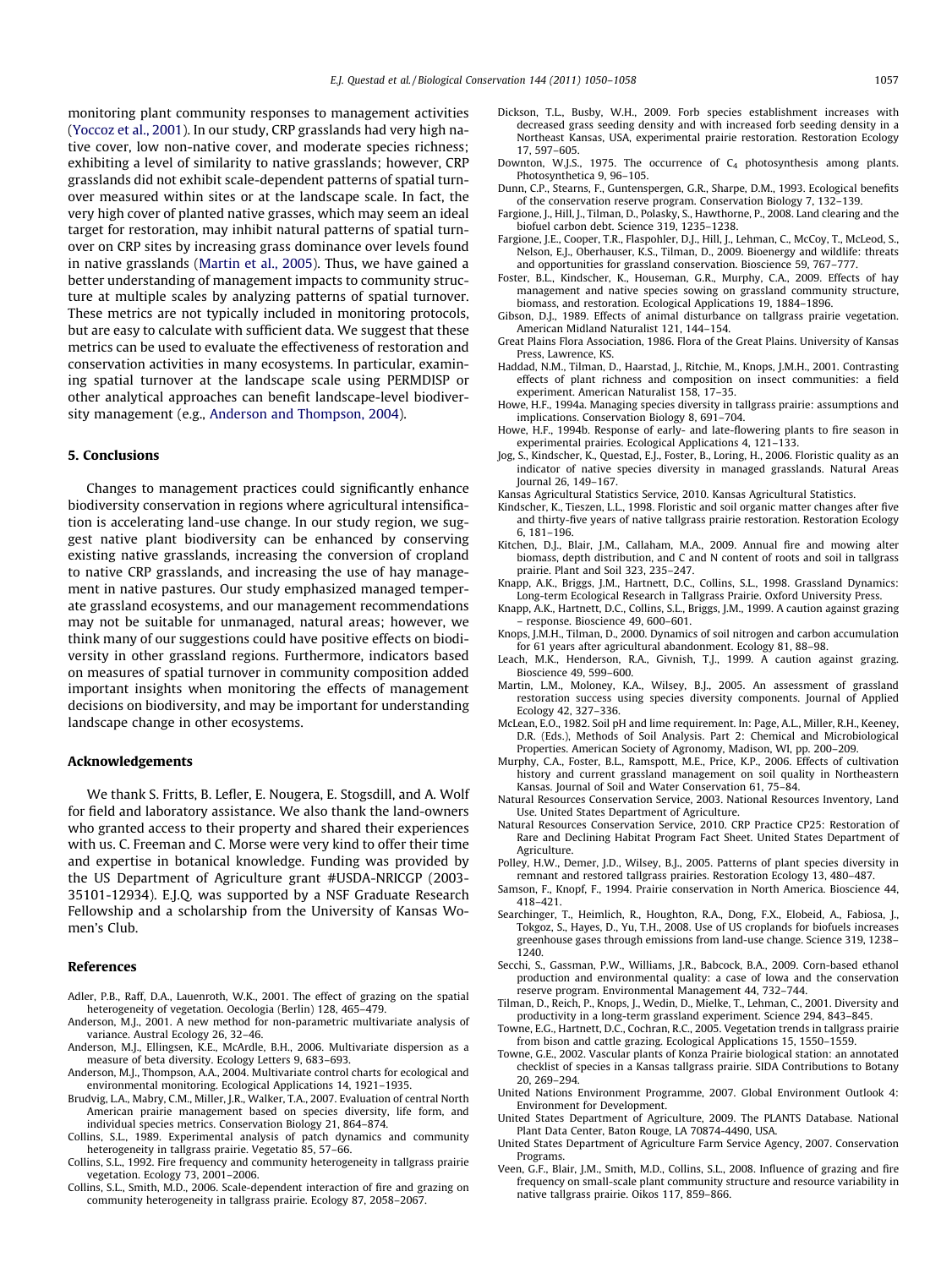monitoring plant community responses to management activities (Yoccoz et al., 2001). In our study, CRP grasslands had very high native cover, low non-native cover, and moderate species richness; exhibiting a level of similarity to native grasslands; however, CRP grasslands did not exhibit scale-dependent patterns of spatial turnover measured within sites or at the landscape scale. In fact, the very high cover of planted native grasses, which may seem an ideal target for restoration, may inhibit natural patterns of spatial turnover on CRP sites by increasing grass dominance over levels found in native grasslands (Martin et al., 2005). Thus, we have gained a better understanding of management impacts to community structure at multiple scales by analyzing patterns of spatial turnover. These metrics are not typically included in monitoring protocols, but are easy to calculate with sufficient data. We suggest that these metrics can be used to evaluate the effectiveness of restoration and conservation activities in many ecosystems. In particular, examining spatial turnover at the landscape scale using PERMDISP or other analytical approaches can benefit landscape-level biodiversity management (e.g., Anderson and Thompson, 2004).

## 5. Conclusions

Changes to management practices could significantly enhance biodiversity conservation in regions where agricultural intensification is accelerating land-use change. In our study region, we suggest native plant biodiversity can be enhanced by conserving existing native grasslands, increasing the conversion of cropland to native CRP grasslands, and increasing the use of hay management in native pastures. Our study emphasized managed temperate grassland ecosystems, and our management recommendations may not be suitable for unmanaged, natural areas; however, we think many of our suggestions could have positive effects on biodiversity in other grassland regions. Furthermore, indicators based on measures of spatial turnover in community composition added important insights when monitoring the effects of management decisions on biodiversity, and may be important for understanding landscape change in other ecosystems.

## Acknowledgements

We thank S. Fritts, B. Lefler, E. Nougera, E. Stogsdill, and A. Wolf for field and laboratory assistance. We also thank the land-owners who granted access to their property and shared their experiences with us. C. Freeman and C. Morse were very kind to offer their time and expertise in botanical knowledge. Funding was provided by the US Department of Agriculture grant #USDA-NRICGP (2003-35101-12934). E.J.Q. was supported by a NSF Graduate Research Fellowship and a scholarship from the University of Kansas Women's Club.

## References

Adler, P.B., Raff, D.A., Lauenroth, W.K., 2001. The effect of grazing on the spatial heterogeneity of vegetation. Oecologia (Berlin) 128, 465–479.

Anderson, M.J., 2001. A new method for non-parametric multivariate analysis of variance. Austral Ecology 26, 32–46.

Anderson, M.J., Ellingsen, K.E., McArdle, B.H., 2006. Multivariate dispersion as a measure of beta diversity. Ecology Letters 9, 683–693.

Anderson, M.J., Thompson, A.A., 2004. Multivariate control charts for ecological and environmental monitoring. Ecological Applications 14, 1921–1935.

Brudvig, L.A., Mabry, C.M., Miller, J.R., Walker, T.A., 2007. Evaluation of central North American prairie management based on species diversity, life form, and individual species metrics. Conservation Biology 21, 864–874.

Collins, S.L., 1989. Experimental analysis of patch dynamics and community heterogeneity in tallgrass prairie. Vegetatio 85, 57–66.

Collins, S.L., 1992. Fire frequency and community heterogeneity in tallgrass prairie vegetation. Ecology 73, 2001–2006.

Collins, S.L., Smith, M.D., 2006. Scale-dependent interaction of fire and grazing on community heterogeneity in tallgrass prairie. Ecology 87, 2058–2067.

Dickson, T.L., Busby, W.H., 2009. Forb species establishment increases with decreased grass seeding density and with increased forb seeding density in a Northeast Kansas, USA, experimental prairie restoration. Restoration Ecology 17, 597–605.

Downton, W.J.S., 1975. The occurrence of $C_4$ photosynthesis among plants. Photosynthetica 9, 96–105.

Dunn, C.P., Stearns, F., Guntenspergen, G.R., Sharpe, D.M., 1993. Ecological benefits of the conservation reserve program. Conservation Biology 7, 132–139.

Fargione, J., Hill, J., Tilman, D., Polasky, S., Hawthorne, P., 2008. Land clearing and the biofuel carbon debt. Science 319, 1235–1238.

Fargione, J.E., Cooper, T.R., Flaspohler, D.J., Hill, J., Lehman, C., McCoy, T., McLeod, S., Nelson, E.J., Oberhauser, K.S., Tilman, D., 2009. Bioenergy and wildlife: threats and opportunities for grassland conservation. Bioscience 59, 767–777.

Foster, B.L., Kindscher, K., Houseman, G.R., Murphy, C.A., 2009. Effects of hay management and native species sowing on grassland community structure, biomass, and restoration. Ecological Applications 19, 1884–1896.

Gibson, D.J., 1989. Effects of animal disturbance on tallgrass prairie vegetation. American Midland Naturalist 121, 144–154.

Great Plains Flora Association, 1986. Flora of the Great Plains. University of Kansas Press, Lawrence, KS.

Haddad, N.M., Tilman, D., Haarstad, J., Ritchie, M., Knops, J.M.H., 2001. Contrasting effects of plant richness and composition on insect communities: a field experiment. American Naturalist 158, 17–35.

Howe, H.F., 1994a. Managing species diversity in tallgrass prairie: assumptions and implications. Conservation Biology 8, 691–704.

Howe, H.F., 1994b. Response of early- and late-flowering plants to fire season in experimental prairies. Ecological Applications 4, 121–133.

Jog, S., Kindscher, K., Questad, E.J., Foster, B., Loring, H., 2006. Floristic quality as an indicator of native species diversity in managed grasslands. Natural Areas Journal 26, 149–167.

Kansas Agricultural Statistics Service, 2010. Kansas Agricultural Statistics.

Kindscher, K., Tieszen, L.L., 1998. Floristic and soil organic matter changes after five and thirty-five years of native tallgrass prairie restoration. Restoration Ecology 6, 181–196.

Kitchen, D.J., Blair, J.M., Callaham, M.A., 2009. Annual fire and mowing alter biomass, depth distribution, and C and N content of roots and soil in tallgrass prairie. Plant and Soil 323, 235–247.

Knapp, A.K., Briggs, J.M., Hartnett, D.C., Collins, S.L., 1998. Grassland Dynamics: Long-term Ecological Research in Tallgrass Prairie. Oxford University Press.

Knapp, A.K., Hartnett, D.C., Collins, S.L., Briggs, J.M., 1999. A caution against grazing – response. Bioscience 49, 600–601.

Knops, J.M.H., Tilman, D., 2000. Dynamics of soil nitrogen and carbon accumulation for 61 years after agricultural abandonment. Ecology 81, 88–98.

Leach, M.K., Henderson, R.A., Givnish, T.J., 1999. A caution against grazing. Bioscience 49, 599–600.

Martin, L.M., Moloney, K.A., Wilsey, B.J., 2005. An assessment of grassland restoration success using species diversity components. Journal of Applied Ecology 42, 327–336.

McLean, E.O., 1982. Soil pH and lime requirement. In: Page, A.L., Miller, R.H., Keeney, D.R. (Eds.), Methods of Soil Analysis. Part 2: Chemical and Microbiological Properties. American Society of Agronomy, Madison, WI, pp. 200–209.

Murphy, C.A., Foster, B.L., Ramspott, M.E., Price, K.P., 2006. Effects of cultivation history and current grassland management on soil quality in Northeastern Kansas. Journal of Soil and Water Conservation 61, 75–84.

Natural Resources Conservation Service, 2003. National Resources Inventory, Land Use. United States Department of Agriculture.

Natural Resources Conservation Service, 2010. CRP Practice CP25: Restoration of Rare and Declining Habitat Program Fact Sheet. United States Department of Agriculture.

Polley, H.W., Derner, J.D., Wilsey, B.J., 2005. Patterns of plant species diversity in remnant and restored tallgrass prairies. Restoration Ecology 13, 480–487.

Samson, F., Knopf, F., 1994. Prairie conservation in North America. Bioscience 44, 418–421.

Searchinger, T., Heimlich, R., Houghton, R.A., Dong, F.X., Elobeid, A., Fabiosa, J., Tokgoz, S., Hayes, D., Yu, T.H., 2008. Use of US croplands for biofuels increases greenhouse gases through emissions from land-use change. Science 319, 1238–1240.

Secchi, S., Gassman, P.W., Williams, J.R., Babcock, B.A., 2009. Corn-based ethanol production and environmental quality: a case of Iowa and the conservation reserve program. Environmental Management 44, 732–744.

Tilman, D., Reich, P., Knops, J., Wedin, D., Mielke, T., Lehman, C., 2001. Diversity and productivity in a long-term grassland experiment. Science 294, 843–845.

Towne, E.G., Hartnett, D.C., Cochran, R.C., 2005. Vegetation trends in tallgrass prairie from bison and cattle grazing. Ecological Applications 15, 1550–1559.

Towne, G.E., 2002. Vascular plants of Konza Prairie biological station: an annotated checklist of species in a Kansas tallgrass prairie. SIDA Contributions to Botany 20, 269–294.

United Nations Environment Programme, 2007. Global Environment Outlook 4: Environment for Development.

United States Department of Agriculture, 2009. The PLANTS Database. National Plant Data Center, Baton Rouge, LA 70874-4490, USA.

United States Department of Agriculture Farm Service Agency, 2007. Conservation Programs.

Veen, G.F., Blair, J.M., Smith, M.D., Collins, S.L., 2008. Influence of grazing and fire frequency on small-scale plant community structure and resource variability in native tallgrass prairie. Oikos 117, 859–866.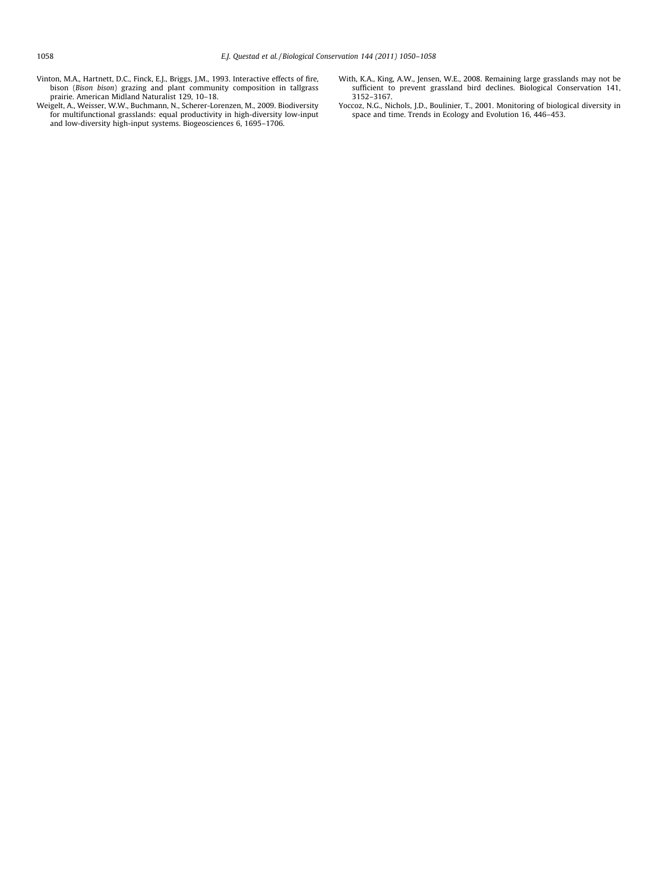Vinton, M.A., Hartnett, D.C., Finck, E.J., Briggs, J.M., 1993. Interactive effects of fire, bison (*Bison bison*) grazing and plant community composition in tallgrass prairie. American Midland Naturalist 129, 10–18.

Weigelt, A., Weisser, W.W., Buchmann, N., Scherer-Lorenzen, M., 2009. Biodiversity for multifunctional grasslands: equal productivity in high-diversity low-input and low-diversity high-input systems. Biogeosciences 6, 1695–1706.

With, K.A., King, A.W., Jensen, W.E., 2008. Remaining large grasslands may not be sufficient to prevent grassland bird declines. Biological Conservation 141, 3152–3167.

Yoccoz, N.G., Nichols, J.D., Boulinier, T., 2001. Monitoring of biological diversity in space and time. Trends in Ecology and Evolution 16, 446–453.